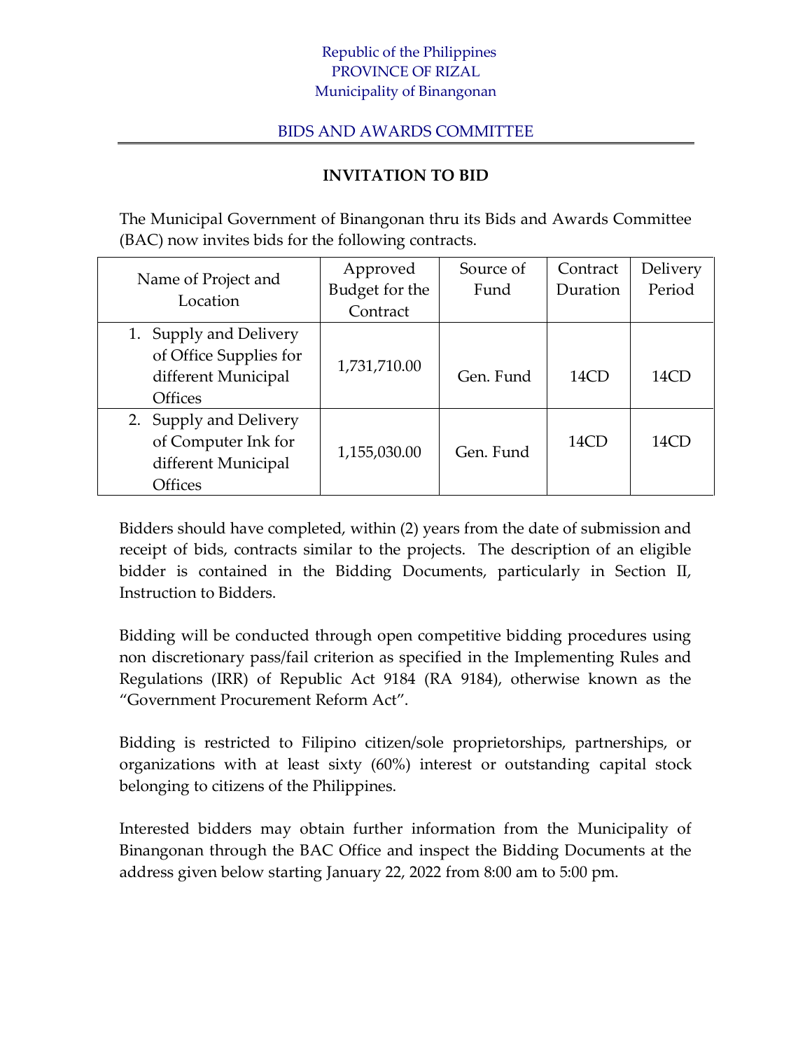Republic of the Philippines
PROVINCE OF RIZAL
Municipality of Binangonan

BIDS AND AWARDS COMMITTEE

# INVITATION TO BID

The Municipal Government of Binangonan thru its Bids and Awards Committee (BAC) now invites bids for the following contracts.

| Name of Project and Location | Approved Budget for the Contract | Source of Fund | Contract Duration | Delivery Period |
|---|---|---|---|---|
| 1. Supply and Delivery of Office Supplies for different Municipal Offices | 1,731,710.00 | Gen. Fund | 14CD | 14CD |
| 2. Supply and Delivery of Computer Ink for different Municipal Offices | 1,155,030.00 | Gen. Fund | 14CD | 14CD |

Bidders should have completed, within (2) years from the date of submission and receipt of bids, contracts similar to the projects. The description of an eligible bidder is contained in the Bidding Documents, particularly in Section II, Instruction to Bidders.

Bidding will be conducted through open competitive bidding procedures using non discretionary pass/fail criterion as specified in the Implementing Rules and Regulations (IRR) of Republic Act 9184 (RA 9184), otherwise known as the "Government Procurement Reform Act".

Bidding is restricted to Filipino citizen/sole proprietorships, partnerships, or organizations with at least sixty (60%) interest or outstanding capital stock belonging to citizens of the Philippines.

Interested bidders may obtain further information from the Municipality of Binangonan through the BAC Office and inspect the Bidding Documents at the address given below starting January 22, 2022 from 8:00 am to 5:00 pm.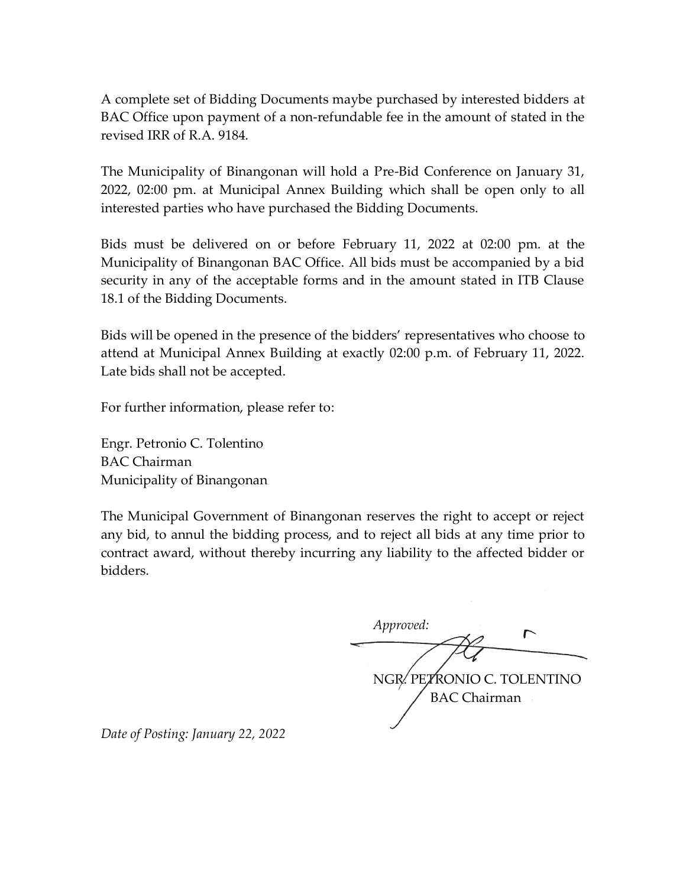A complete set of Bidding Documents maybe purchased by interested bidders at BAC Office upon payment of a non-refundable fee in the amount of stated in the revised IRR of R.A. 9184.

The Municipality of Binangonan will hold a Pre-Bid Conference on January 31, 2022, 02:00 pm. at Municipal Annex Building which shall be open only to all interested parties who have purchased the Bidding Documents.

Bids must be delivered on or before February 11, 2022 at 02:00 pm. at the Municipality of Binangonan BAC Office. All bids must be accompanied by a bid security in any of the acceptable forms and in the amount stated in ITB Clause 18.1 of the Bidding Documents.

Bids will be opened in the presence of the bidders' representatives who choose to attend at Municipal Annex Building at exactly 02:00 p.m. of February 11, 2022. Late bids shall not be accepted.

For further information, please refer to:

Engr. Petronio C. Tolentino
BAC Chairman
Municipality of Binangonan

The Municipal Government of Binangonan reserves the right to accept or reject any bid, to annul the bidding process, and to reject all bids at any time prior to contract award, without thereby incurring any liability to the affected bidder or bidders.

*Approved:*

NGR. PETRONIO C. TOLENTINO
BAC Chairman

*Date of Posting: January 22, 2022*